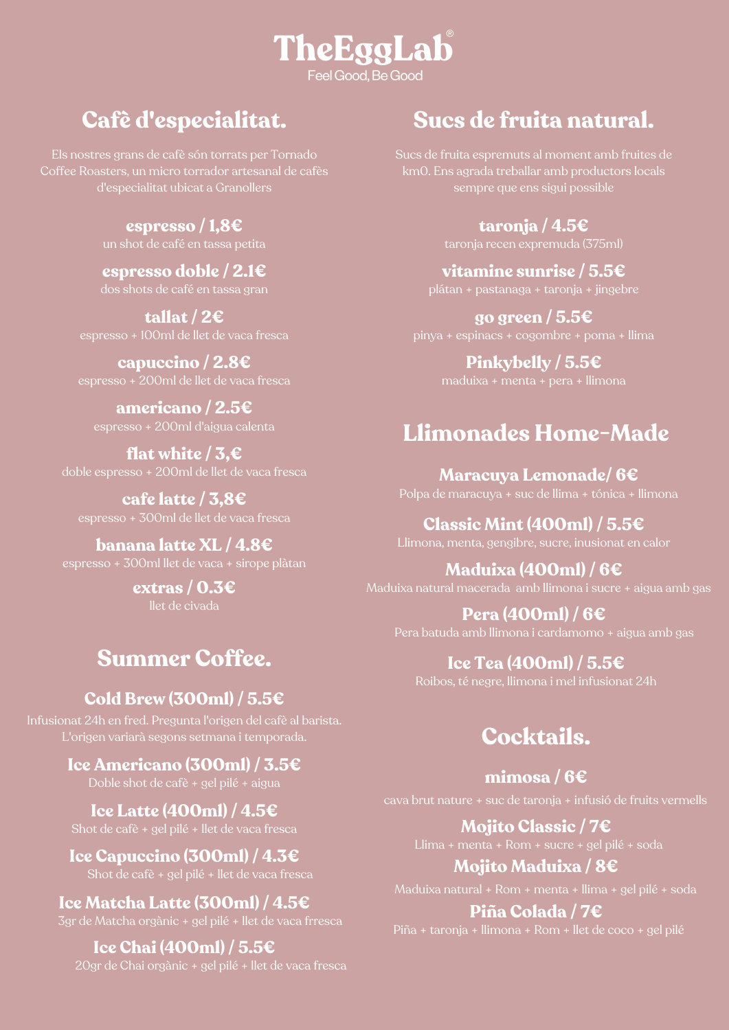# TheEggLab®

Feel Good, Be Good

## Cafè d'especialitat.

Els nostres grans de cafè són torrats per Tornado Coffee Roasters, un micro torrador artesanal de cafès d'especialitat ubicat a Granollers

**espresso / 1,8€**
un shot de café en tassa petita

**espresso doble / 2.1€**
dos shots de café en tassa gran

**tallat / 2€**
espresso + 100ml de llet de vaca fresca

**capuccino / 2.8€**
espresso + 200ml de llet de vaca fresca

**americano / 2.5€**
espresso + 200ml d'aigua calenta

**flat white / 3,€**
doble espresso + 200ml de llet de vaca fresca

**cafe latte / 3,8€**
espresso + 300ml de llet de vaca fresca

**banana latte XL / 4.8€**
espresso + 300ml llet de vaca + sirope plàtan

**extras / 0.3€**
llet de civada

## Summer Coffee.

**Cold Brew (300ml) / 5.5€**
Infusionat 24h en fred. Pregunta l'origen del cafè al barista. L'origen variarà segons setmana i temporada.

**Ice Americano (300ml) / 3.5€**
Doble shot de cafè + gel pilé + aigua

**Ice Latte (400ml) / 4.5€**
Shot de cafè + gel pilé + llet de vaca fresca

**Ice Capuccino (300ml) / 4.3€**
Shot de cafè + gel pilé + llet de vaca fresca

**Ice Matcha Latte (300ml) / 4.5€**
3gr de Matcha orgànic + gel pilé + llet de vaca frresca

**Ice Chai (400ml) / 5.5€**
20gr de Chai orgànic + gel pilé + llet de vaca fresca

## Sucs de fruita natural.

Sucs de fruita espremuts al moment amb fruites de km0. Ens agrada treballar amb productors locals sempre que ens sigui possible

**taronja / 4.5€**
taronja recen expremuda (375ml)

**vitamine sunrise / 5.5€**
plátan + pastanaga + taronja + jingebre

**go green / 5.5€**
pinya + espinacs + cogombre + poma + llima

**Pinkybelly / 5.5€**
maduixa + menta + pera + llimona

## Llimonades Home-Made

**Maracuya Lemonade/ 6€**
Polpa de maracuya + suc de llima + tónica + llimona

**Classic Mint (400ml) / 5.5€**
Llimona, menta, gengibre, sucre, inusionat en calor

**Maduixa (400ml) / 6€**
Maduixa natural macerada amb llimona i sucre + aigua amb gas

**Pera (400ml) / 6€**
Pera batuda amb llimona i cardamomo + aigua amb gas

**Ice Tea (400ml) / 5.5€**
Roibos, té negre, llimona i mel infusionat 24h

## Cocktails.

**mimosa / 6€**
cava brut nature + suc de taronja + infusió de fruits vermells

**Mojito Classic / 7€**
Llima + menta + Rom + sucre + gel pilé + soda

**Mojito Maduixa / 8€**
Maduixa natural + Rom + menta + llima + gel pilé + soda

**Piña Colada / 7€**
Piña + taronja + llimona + Rom + llet de coco + gel pilé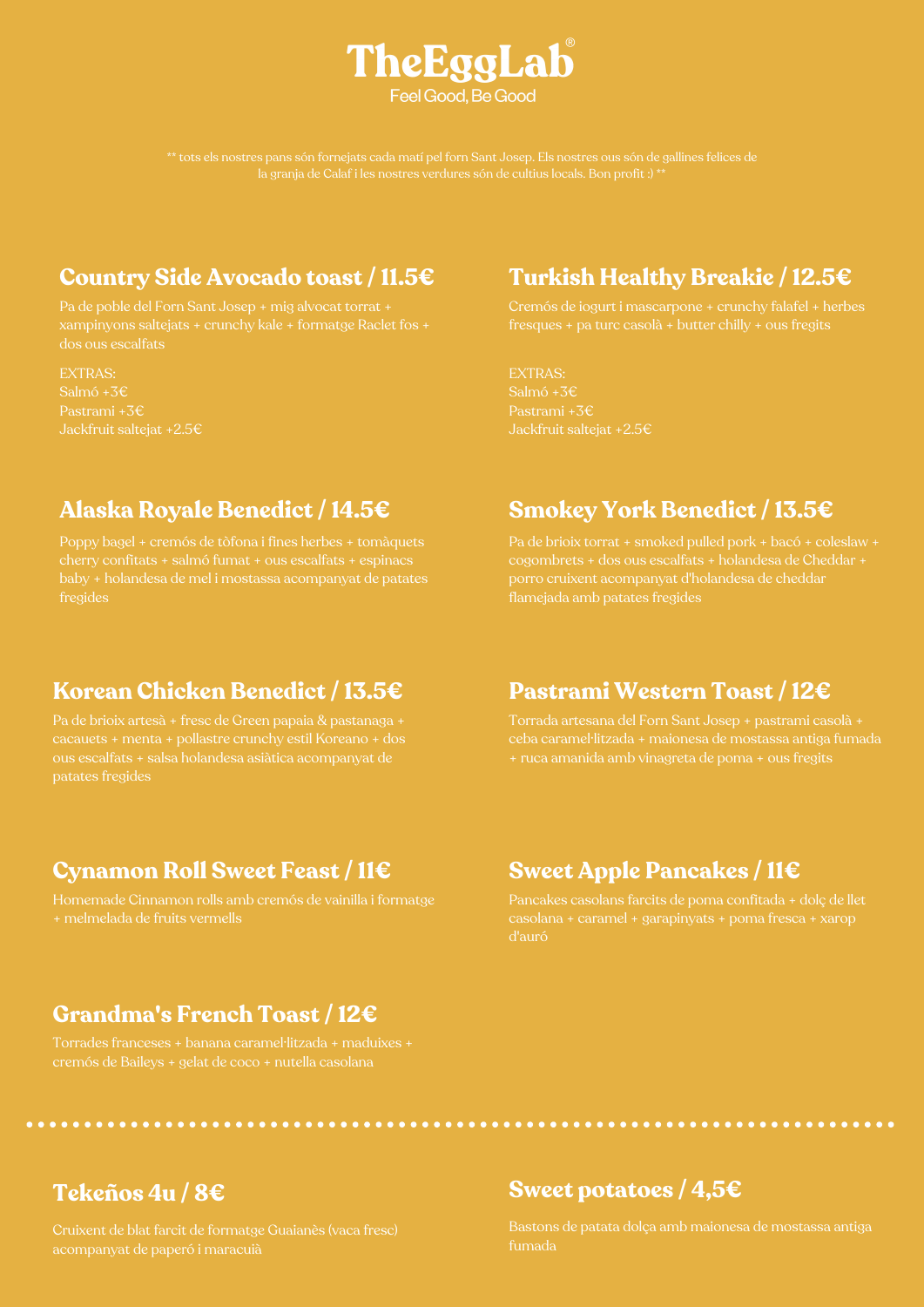# TheEggLab®

Feel Good, Be Good

** tots els nostres pans són fornejats cada matí pel forn Sant Josep. Els nostres ous són de gallines felices de la granja de Calaf i les nostres verdures són de cultius locals. Bon profit :) **

## Country Side Avocado toast / 11.5€

Pa de poble del Forn Sant Josep + mig alvocat torrat + xampinyons saltejats + crunchy kale + formatge Raclet fos + dos ous escalfats

EXTRAS:
Salmó +3€
Pastrami +3€
Jackfruit saltejat +2.5€

## Turkish Healthy Breakie / 12.5€

Cremós de iogurt i mascarpone + crunchy falafel + herbes fresques + pa turc casolà + butter chilly + ous fregits

EXTRAS:
Salmó +3€
Pastrami +3€
Jackfruit saltejat +2.5€

## Alaska Royale Benedict / 14.5€

Poppy bagel + cremós de tòfona i fines herbes + tomàquets cherry confitats + salmó fumat + ous escalfats + espinacs baby + holandesa de mel i mostassa acompanyat de patates fregides

## Smokey York Benedict / 13.5€

Pa de brioix torrat + smoked pulled pork + bacó + coleslaw + cogombrets + dos ous escalfats + holandesa de Cheddar + porro cruixent acompanyat d'holandesa de cheddar flamejada amb patates fregides

## Korean Chicken Benedict / 13.5€

Pa de brioix artesà + fresc de Green papaia & pastanaga + cacauets + menta + pollastre crunchy estil Koreano + dos ous escalfats + salsa holandesa asiàtica acompanyat de patates fregides

## Pastrami Western Toast / 12€

Torrada artesana del Forn Sant Josep + pastrami casolà + ceba caramel·litzada + maionesa de mostassa antiga fumada + ruca amanida amb vinagreta de poma + ous fregits

## Cynamon Roll Sweet Feast / 11€

Homemade Cinnamon rolls amb cremós de vainilla i formatge + melmelada de fruits vermells

## Sweet Apple Pancakes / 11€

Pancakes casolans farcits de poma confitada + dolç de llet casolana + caramel + garapinyats + poma fresca + xarop d'auró

## Grandma's French Toast / 12€

Torrades franceses + banana caramel·litzada + maduixes + cremós de Baileys + gelat de coco + nutella casolana

---

## Tekeños 4u / 8€

Cruixent de blat farcit de formatge Guaianès (vaca fresc) acompanyat de paperó i maracuià

## Sweet potatoes / 4,5€

Bastons de patata dolça amb maionesa de mostassa antiga fumada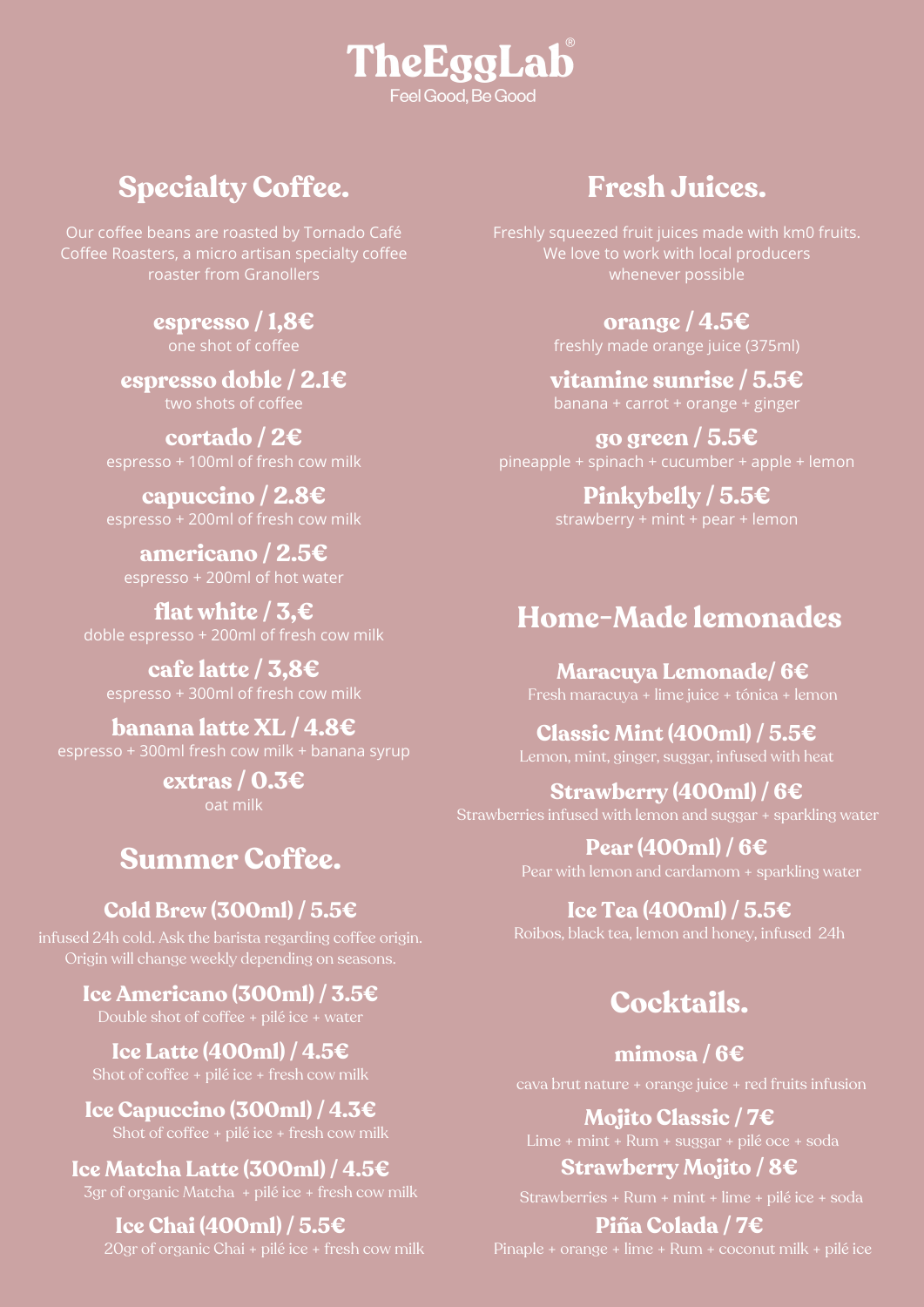# TheEggLab®

Feel Good, Be Good

## Specialty Coffee.

Our coffee beans are roasted by Tornado Café Coffee Roasters, a micro artisan specialty coffee roaster from Granollers

**espresso / 1,8€**
one shot of coffee

**espresso doble / 2.1€**
two shots of coffee

**cortado / 2€**
espresso + 100ml of fresh cow milk

**capuccino / 2.8€**
espresso + 200ml of fresh cow milk

**americano / 2.5€**
espresso + 200ml of hot water

**flat white / 3,€**
doble espresso + 200ml of fresh cow milk

**cafe latte / 3,8€**
espresso + 300ml of fresh cow milk

**banana latte XL / 4.8€**
espresso + 300ml fresh cow milk + banana syrup

**extras / 0.3€**
oat milk

## Summer Coffee.

**Cold Brew (300ml) / 5.5€**
infused 24h cold. Ask the barista regarding coffee origin. Origin will change weekly depending on seasons.

**Ice Americano (300ml) / 3.5€**
Double shot of coffee + pilé ice + water

**Ice Latte (400ml) / 4.5€**
Shot of coffee + pilé ice + fresh cow milk

**Ice Capuccino (300ml) / 4.3€**
Shot of coffee + pilé ice + fresh cow milk

**Ice Matcha Latte (300ml) / 4.5€**
3gr of organic Matcha + pilé ice + fresh cow milk

**Ice Chai (400ml) / 5.5€**
20gr of organic Chai + pilé ice + fresh cow milk

## Fresh Juices.

Freshly squeezed fruit juices made with km0 fruits. We love to work with local producers whenever possible

**orange / 4.5€**
freshly made orange juice (375ml)

**vitamine sunrise / 5.5€**
banana + carrot + orange + ginger

**go green / 5.5€**
pineapple + spinach + cucumber + apple + lemon

**Pinkybelly / 5.5€**
strawberry + mint + pear + lemon

## Home-Made lemonades

**Maracuya Lemonade/ 6€**
Fresh maracuya + lime juice + tónica + lemon

**Classic Mint (400ml) / 5.5€**
Lemon, mint, ginger, sugar, infused with heat

**Strawberry (400ml) / 6€**
Strawberries infused with lemon and suggar + sparkling water

**Pear (400ml) / 6€**
Pear with lemon and cardamom + sparkling water

**Ice Tea (400ml) / 5.5€**
Roibos, black tea, lemon and honey, infused 24h

## Cocktails.

**mimosa / 6€**
cava brut nature + orange juice + red fruits infusion

**Mojito Classic / 7€**
Lime + mint + Rum + suggar + pilé oce + soda

**Strawberry Mojito / 8€**
Strawberries + Rum + mint + lime + pilé ice + soda

**Piña Colada / 7€**
Pinaple + orange + lime + Rum + coconut milk + pilé ice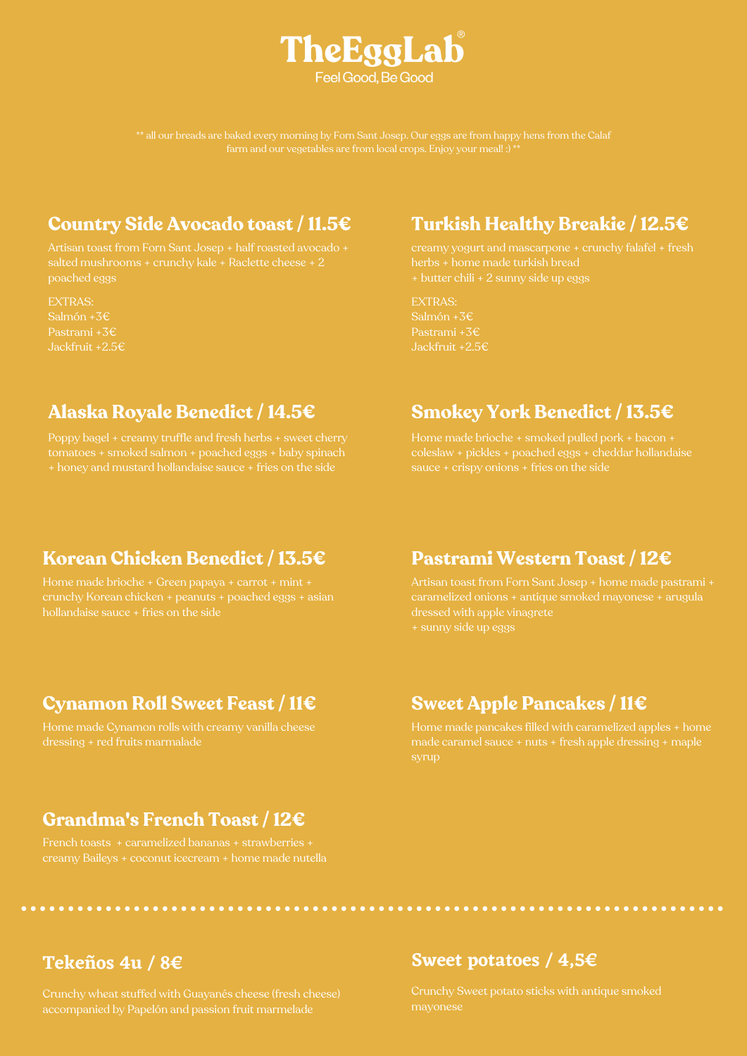# TheEggLab®

Feel Good, Be Good

** all our breads are baked every morning by Forn Sant Josep. Our eggs are from happy hens from the Calaf farm and our vegetables are from local crops. Enjoy your meal! :) **

## Country Side Avocado toast / 11.5€

Artisan toast from Forn Sant Josep + half roasted avocado + salted mushrooms + crunchy kale + Raclette cheese + 2 poached eggs

EXTRAS:
Salmón +3€
Pastrami +3€
Jackfruit +2.5€

## Turkish Healthy Breakie / 12.5€

creamy yogurt and mascarpone + crunchy falafel + fresh herbs + home made turkish bread
+ butter chili + 2 sunny side up eggs

EXTRAS:
Salmón +3€
Pastrami +3€
Jackfruit +2.5€

## Alaska Royale Benedict / 14.5€

Poppy bagel + creamy truffle and fresh herbs + sweet cherry tomatoes + smoked salmon + poached eggs + baby spinach + honey and mustard hollandaise sauce + fries on the side

## Smokey York Benedict / 13.5€

Home made brioche + smoked pulled pork + bacon + coleslaw + pickles + poached eggs + cheddar hollandaise sauce + crispy onions + fries on the side

## Korean Chicken Benedict / 13.5€

Home made brioche + Green papaya + carrot + mint + crunchy Korean chicken + peanuts + poached eggs + asian hollandaise sauce + fries on the side

## Pastrami Western Toast / 12€

Artisan toast from Forn Sant Josep + home made pastrami + caramelized onions + antique smoked mayonese + arugula dressed with apple vinagrete
+ sunny side up eggs

## Cynamon Roll Sweet Feast / 11€

Home made Cynamon rolls with creamy vanilla cheese dressing + red fruits marmalade

## Sweet Apple Pancakes / 11€

Home made pancakes filled with caramelized apples + home made caramel sauce + nuts + fresh apple dressing + maple syrup

## Grandma's French Toast / 12€

French toasts + caramelized bananas + strawberries + creamy Baileys + coconut icecream + home made nutella

---

## Tekeños 4u / 8€

Crunchy wheat stuffed with Guayanés cheese (fresh cheese) accompanied by Papelón and passion fruit marmelade

## Sweet potatoes / 4,5€

Crunchy Sweet potato sticks with antique smoked mayonese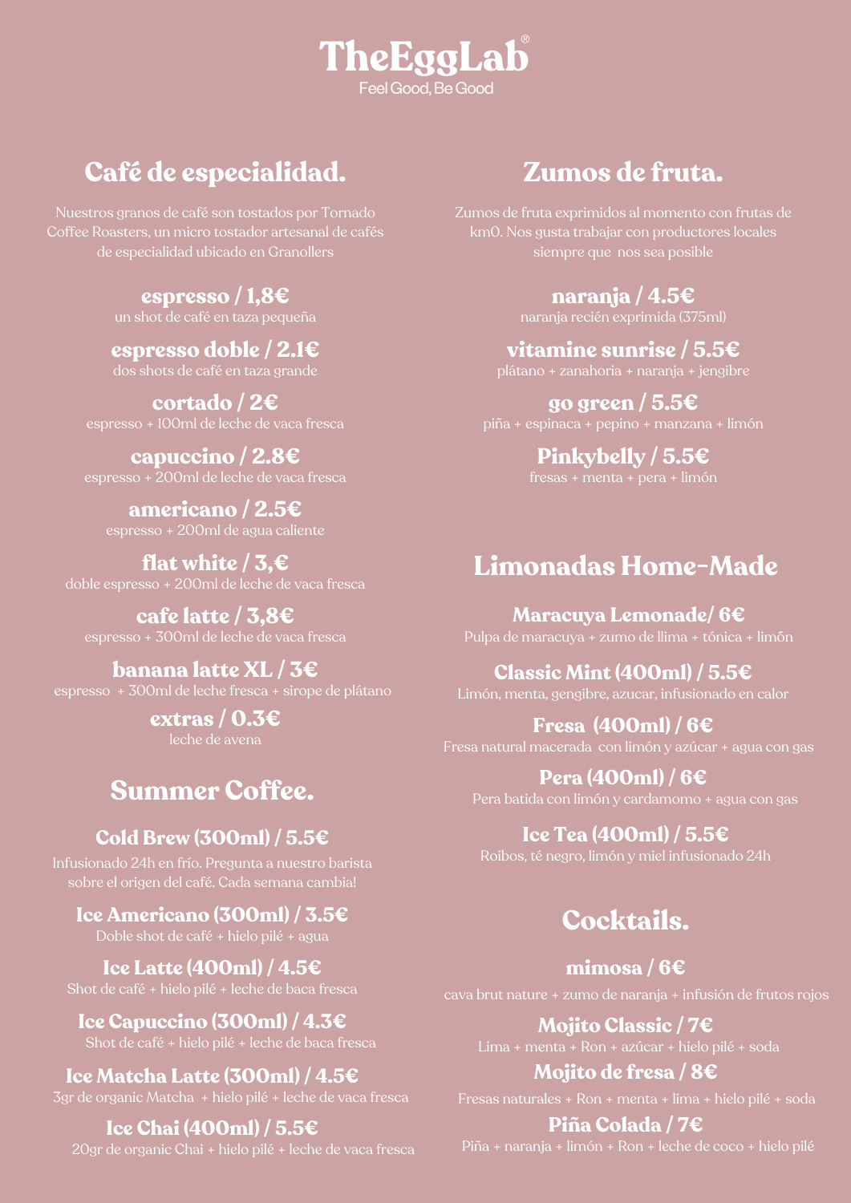# TheEggLab®

Feel Good, Be Good

## Café de especialidad.

Nuestros granos de café son tostados por Tornado Coffee Roasters, un micro tostador artesanal de cafés de especialidad ubicado en Granollers

**espresso / 1,8€**
un shot de café en taza pequeña

**espresso doble / 2.1€**
dos shots de café en taza grande

**cortado / 2€**
espresso + 100ml de leche de vaca fresca

**capuccino / 2.8€**
espresso + 200ml de leche de vaca fresca

**americano / 2.5€**
espresso + 200ml de agua caliente

**flat white / 3,€**
doble espresso + 200ml de leche de vaca fresca

**cafe latte / 3,8€**
espresso + 300ml de leche de vaca fresca

**banana latte XL / 3€**
espresso + 300ml de leche fresca + sirope de plátano

**extras / 0.3€**
leche de avena

## Summer Coffee.

**Cold Brew (300ml) / 5.5€**
Infusionado 24h en frío. Pregunta a nuestro barista sobre el origen del café. Cada semana cambia!

**Ice Americano (300ml) / 3.5€**
Doble shot de café + hielo pilé + agua

**Ice Latte (400ml) / 4.5€**
Shot de café + hielo pilé + leche de baca fresca

**Ice Capuccino (300ml) / 4.3€**
Shot de café + hielo pilé + leche de baca fresca

**Ice Matcha Latte (300ml) / 4.5€**
3gr de organic Matcha + hielo pilé + leche de vaca fresca

**Ice Chai (400ml) / 5.5€**
20gr de organic Chai + hielo pilé + leche de vaca fresca

## Zumos de fruta.

Zumos de fruta exprimidos al momento con frutas de km0. Nos gusta trabajar con productores locales siempre que nos sea posible

**naranja / 4.5€**
naranja recién exprimida (375ml)

**vitamine sunrise / 5.5€**
plátano + zanahoria + naranja + jengibre

**go green / 5.5€**
piña + espinaca + pepino + manzana + limón

**Pinkybelly / 5.5€**
fresas + menta + pera + limón

## Limonadas Home-Made

**Maracuya Lemonade/ 6€**
Pulpa de maracuya + zumo de llima + tónica + limón

**Classic Mint (400ml) / 5.5€**
Limón, menta, gengibre, azucar, infusionado en calor

**Fresa (400ml) / 6€**
Fresa natural macerada con limón y azúcar + agua con gas

**Pera (400ml) / 6€**
Pera batida con limón y cardamomo + agua con gas

**Ice Tea (400ml) / 5.5€**
Roibos, té negro, limón y miel infusionado 24h

## Cocktails.

**mimosa / 6€**
cava brut nature + zumo de naranja + infusión de frutos rojos

**Mojito Classic / 7€**
Lima + menta + Ron + azúcar + hielo pilé + soda

**Mojito de fresa / 8€**
Fresas naturales + Ron + menta + lima + hielo pilé + soda

**Piña Colada / 7€**
Piña + naranja + limón + Ron + leche de coco + hielo pilé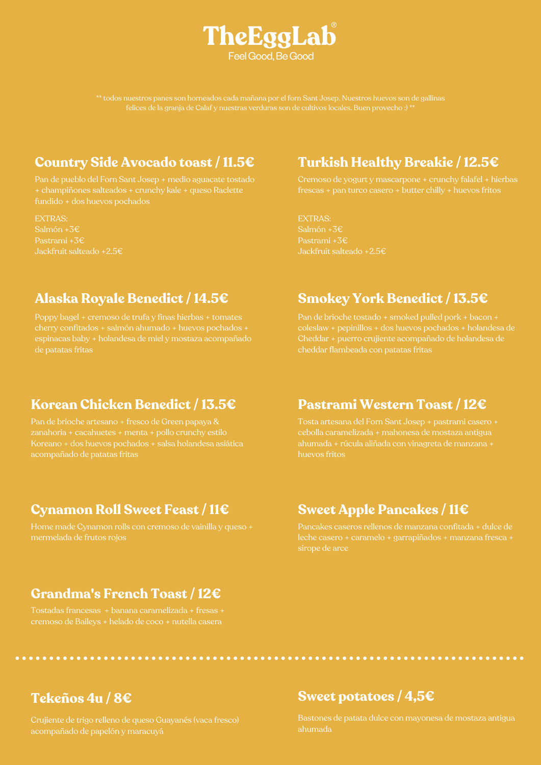# TheEggLab®

Feel Good, Be Good

** todos nuestros panes son horneados cada mañana por el forn Sant Josep. Nuestros huevos son de gallinas felices de la granja de Calaf y nuestras verduras son de cultivos locales. Buen provecho :) **

## Country Side Avocado toast / 11.5€

Pan de pueblo del Forn Sant Josep + medio aguacate tostado + champiñones salteados + crunchy kale + queso Raclette fundido + dos huevos pochados

EXTRAS:
Salmón +3€
Pastrami +3€
Jackfruit salteado +2.5€

## Turkish Healthy Breakie / 12.5€

Cremoso de yogurt y mascarpone + crunchy falafel + hierbas frescas + pan turco casero + butter chilly + huevos fritos

EXTRAS:
Salmón +3€
Pastrami +3€
Jackfruit salteado +2.5€

## Alaska Royale Benedict / 14.5€

Poppy bagel + cremoso de trufa y finas hierbas + tomates cherry confitados + salmón ahumado + huevos pochados + espinacas baby + holandesa de miel y mostaza acompañado de patatas fritas

## Smokey York Benedict / 13.5€

Pan de brioche tostado + smoked pulled pork + bacon + coleslaw + pepinillos + dos huevos pochados + holandesa de Cheddar + puerro crujiente acompañado de holandesa de cheddar flambeada con patatas fritas

## Korean Chicken Benedict / 13.5€

Pan de brioche artesano + fresco de Green papaya & zanahoria + cacahuetes + menta + pollo crunchy estilo Koreano + dos huevos pochados + salsa holandesa asiática acompañado de patatas fritas

## Pastrami Western Toast / 12€

Tosta artesana del Forn Sant Josep + pastrami casero + cebolla caramelizada + mahonesa de mostaza antigua ahumada + rúcula aliñada con vinagreta de manzana + huevos fritos

## Cynamon Roll Sweet Feast / 11€

Home made Cynamon rolls con cremoso de vainilla y queso + mermelada de frutos rojos

## Sweet Apple Pancakes / 11€

Pancakes caseros rellenos de manzana confitada + dulce de leche casero + caramelo + garrapiñados + manzana fresca + sirope de arce

## Grandma's French Toast / 12€

Tostadas francesas + banana caramelizada + fresas + cremoso de Baileys + helado de coco + nutella casera

---

## Tekeños 4u / 8€

Crujiente de trigo relleno de queso Guayanés (vaca fresco) acompañado de papelón y maracuyá

## Sweet potatoes / 4,5€

Bastones de patata dulce con mayonesa de mostaza antigua ahumada